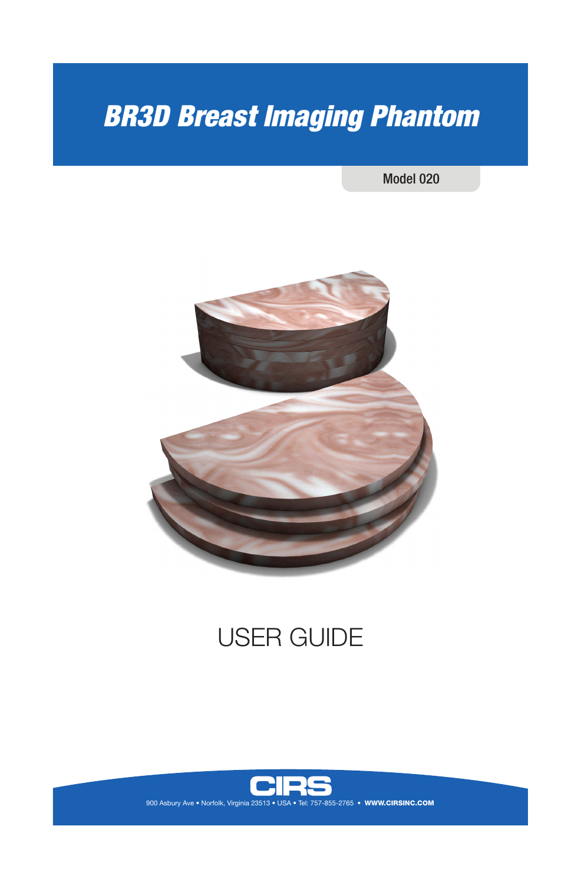# BR3D Breast Imaging Phantom

Model 020

USER GUIDE

CIRS

900 Asbury Ave • Norfolk, Virginia 23513 • USA • Tel: 757-855-2765 • **WWW.CIRSINC.COM**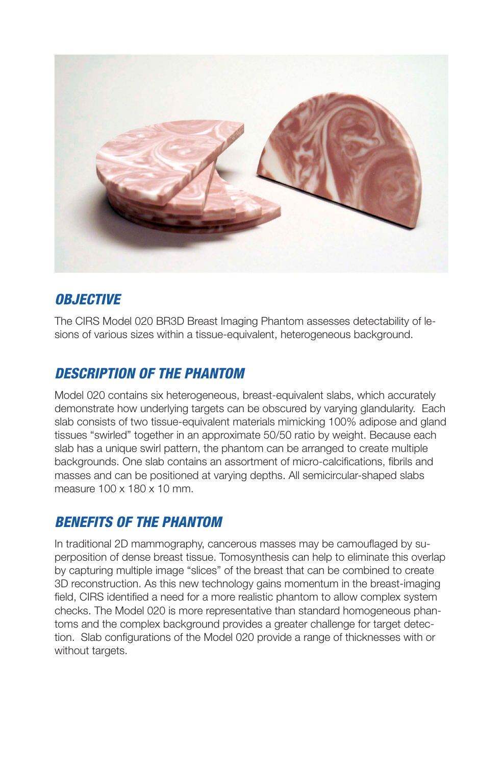## *OBJECTIVE*

The CIRS Model 020 BR3D Breast Imaging Phantom assesses detectability of lesions of various sizes within a tissue-equivalent, heterogeneous background.

## *DESCRIPTION OF THE PHANTOM*

Model 020 contains six heterogeneous, breast-equivalent slabs, which accurately demonstrate how underlying targets can be obscured by varying glandularity. Each slab consists of two tissue-equivalent materials mimicking 100% adipose and gland tissues “swirled” together in an approximate 50/50 ratio by weight. Because each slab has a unique swirl pattern, the phantom can be arranged to create multiple backgrounds. One slab contains an assortment of micro-calcifications, fibrils and masses and can be positioned at varying depths. All semicircular-shaped slabs measure 100 x 180 x 10 mm.

## *BENEFITS OF THE PHANTOM*

In traditional 2D mammography, cancerous masses may be camouflaged by superposition of dense breast tissue. Tomosynthesis can help to eliminate this overlap by capturing multiple image “slices” of the breast that can be combined to create 3D reconstruction. As this new technology gains momentum in the breast-imaging field, CIRS identified a need for a more realistic phantom to allow complex system checks. The Model 020 is more representative than standard homogeneous phantoms and the complex background provides a greater challenge for target detection. Slab configurations of the Model 020 provide a range of thicknesses with or without targets.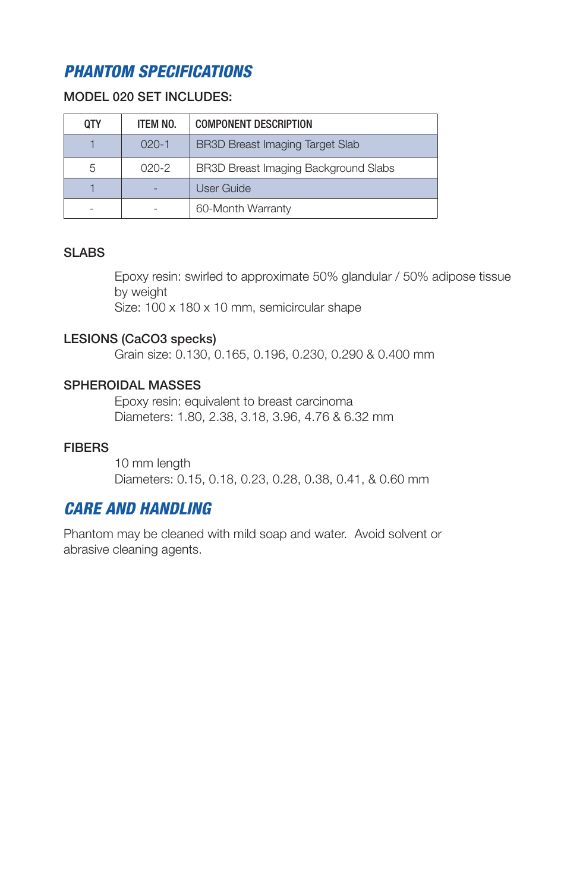## PHANTOM SPECIFICATIONS

### MODEL 020 SET INCLUDES:

| QTY | ITEM NO. | COMPONENT DESCRIPTION |
|---|---|---|
| 1 | 020-1 | BR3D Breast Imaging Target Slab |
| 5 | 020-2 | BR3D Breast Imaging Background Slabs |
| 1 | - | User Guide |
| - | - | 60-Month Warranty |

### SLABS

Epoxy resin: swirled to approximate 50% glandular / 50% adipose tissue by weight
Size: 100 x 180 x 10 mm, semicircular shape

### LESIONS ($CaCO_3$ specks)

Grain size: 0.130, 0.165, 0.196, 0.230, 0.290 & 0.400 mm

### SPHEROIDAL MASSES

Epoxy resin: equivalent to breast carcinoma
Diameters: 1.80, 2.38, 3.18, 3.96, 4.76 & 6.32 mm

### FIBERS

10 mm length
Diameters: 0.15, 0.18, 0.23, 0.28, 0.38, 0.41, & 0.60 mm

## CARE AND HANDLING

Phantom may be cleaned with mild soap and water. Avoid solvent or abrasive cleaning agents.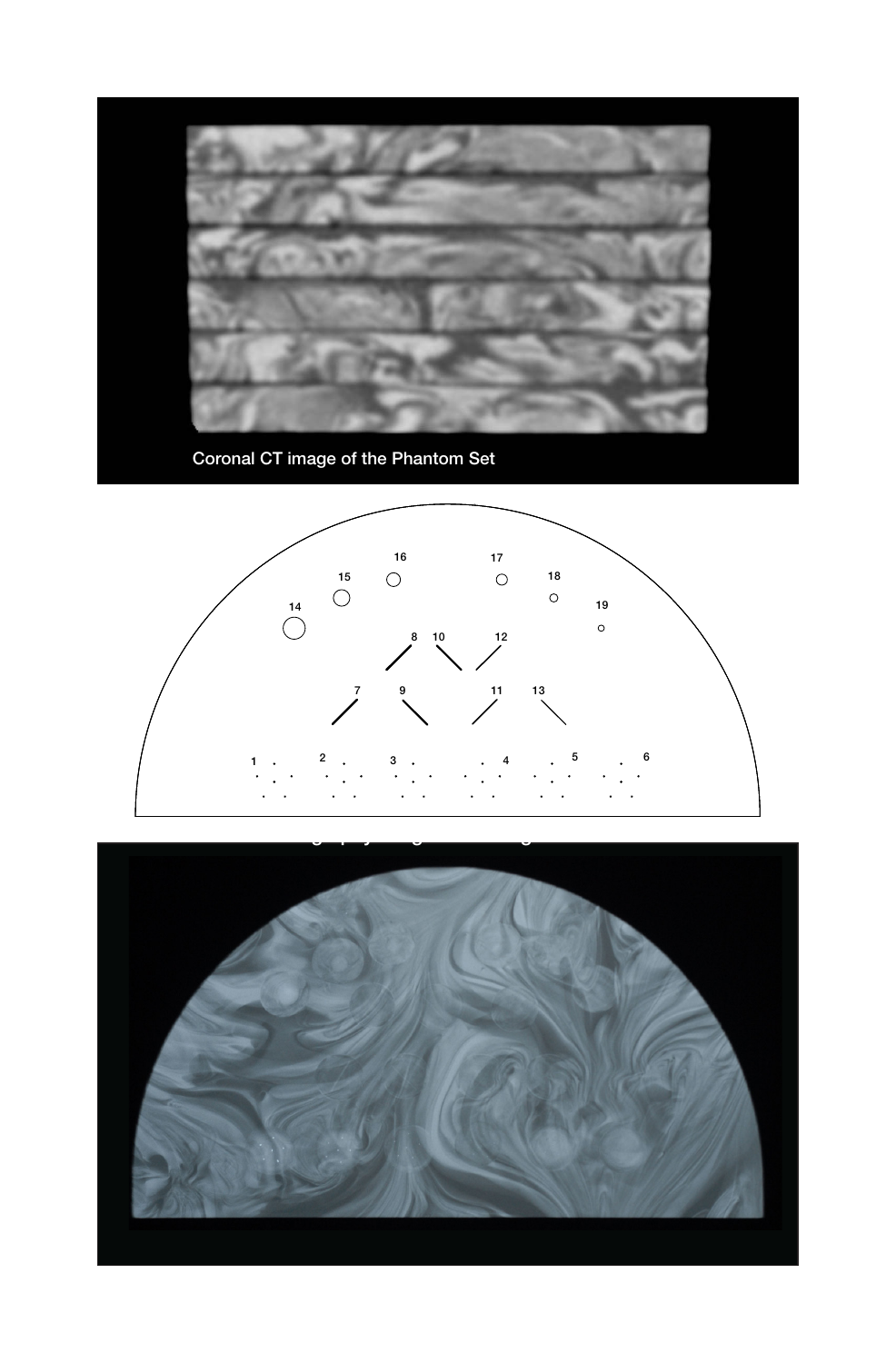Coronal CT image of the Phantom Set

14 15 16 17 18 19

8 10 12

7 9 11 13

1 2 3 4 5 6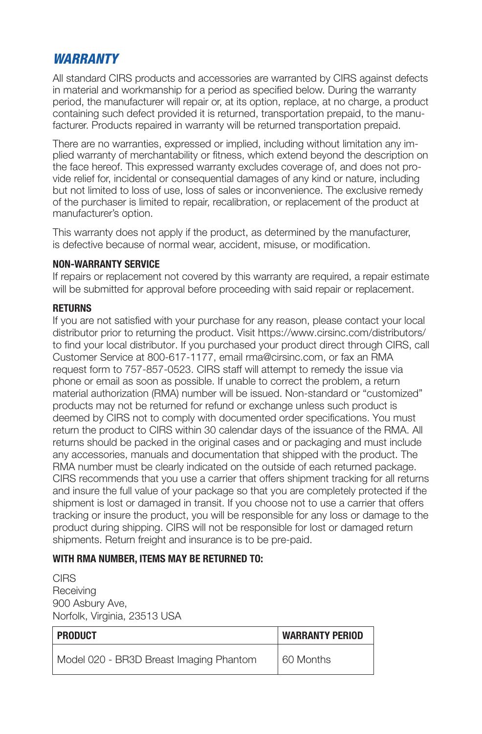## *WARRANTY*

All standard CIRS products and accessories are warranted by CIRS against defects in material and workmanship for a period as specified below. During the warranty period, the manufacturer will repair or, at its option, replace, at no charge, a product containing such defect provided it is returned, transportation prepaid, to the manufacturer. Products repaired in warranty will be returned transportation prepaid.

There are no warranties, expressed or implied, including without limitation any implied warranty of merchantability or fitness, which extend beyond the description on the face hereof. This expressed warranty excludes coverage of, and does not provide relief for, incidental or consequential damages of any kind or nature, including but not limited to loss of use, loss of sales or inconvenience. The exclusive remedy of the purchaser is limited to repair, recalibration, or replacement of the product at manufacturer's option.

This warranty does not apply if the product, as determined by the manufacturer, is defective because of normal wear, accident, misuse, or modification.

**NON-WARRANTY SERVICE**

If repairs or replacement not covered by this warranty are required, a repair estimate will be submitted for approval before proceeding with said repair or replacement.

**RETURNS**

If you are not satisfied with your purchase for any reason, please contact your local distributor prior to returning the product. Visit https://www.cirsinc.com/distributors/ to find your local distributor. If you purchased your product direct through CIRS, call Customer Service at 800-617-1177, email rma@cirsinc.com, or fax an RMA request form to 757-857-0523. CIRS staff will attempt to remedy the issue via phone or email as soon as possible. If unable to correct the problem, a return material authorization (RMA) number will be issued. Non-standard or "customized" products may not be returned for refund or exchange unless such product is deemed by CIRS not to comply with documented order specifications. You must return the product to CIRS within 30 calendar days of the issuance of the RMA. All returns should be packed in the original cases and or packaging and must include any accessories, manuals and documentation that shipped with the product. The RMA number must be clearly indicated on the outside of each returned package. CIRS recommends that you use a carrier that offers shipment tracking for all returns and insure the full value of your package so that you are completely protected if the shipment is lost or damaged in transit. If you choose not to use a carrier that offers tracking or insure the product, you will be responsible for any loss or damage to the product during shipping. CIRS will not be responsible for lost or damaged return shipments. Return freight and insurance is to be pre-paid.

**WITH RMA NUMBER, ITEMS MAY BE RETURNED TO:**

CIRS
Receiving
900 Asbury Ave,
Norfolk, Virginia, 23513 USA

| PRODUCT | WARRANTY PERIOD |
|---|---|
| Model 020 - BR3D Breast Imaging Phantom | 60 Months |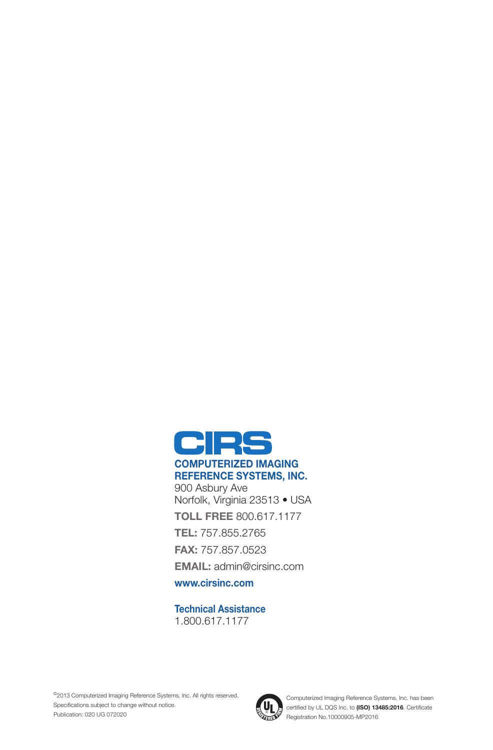CIRS

**COMPUTERIZED IMAGING REFERENCE SYSTEMS, INC.**

900 Asbury Ave
Norfolk, Virginia 23513 • USA

**TOLL FREE** 800.617.1177

**TEL:** 757.855.2765

**FAX:** 757.857.0523

**EMAIL:** admin@cirsinc.com

**www.cirsinc.com**

**Technical Assistance**
1.800.617.1177

©2013 Computerized Imaging Reference Systems, Inc. All rights reserved.
Specifications subject to change without notice.
Publication: 020 UG 072020

Computerized Imaging Reference Systems, Inc. has been certified by UL DQS Inc. to **(ISO) 13485:2016**. Certificate Registration No.10000905-MP2016